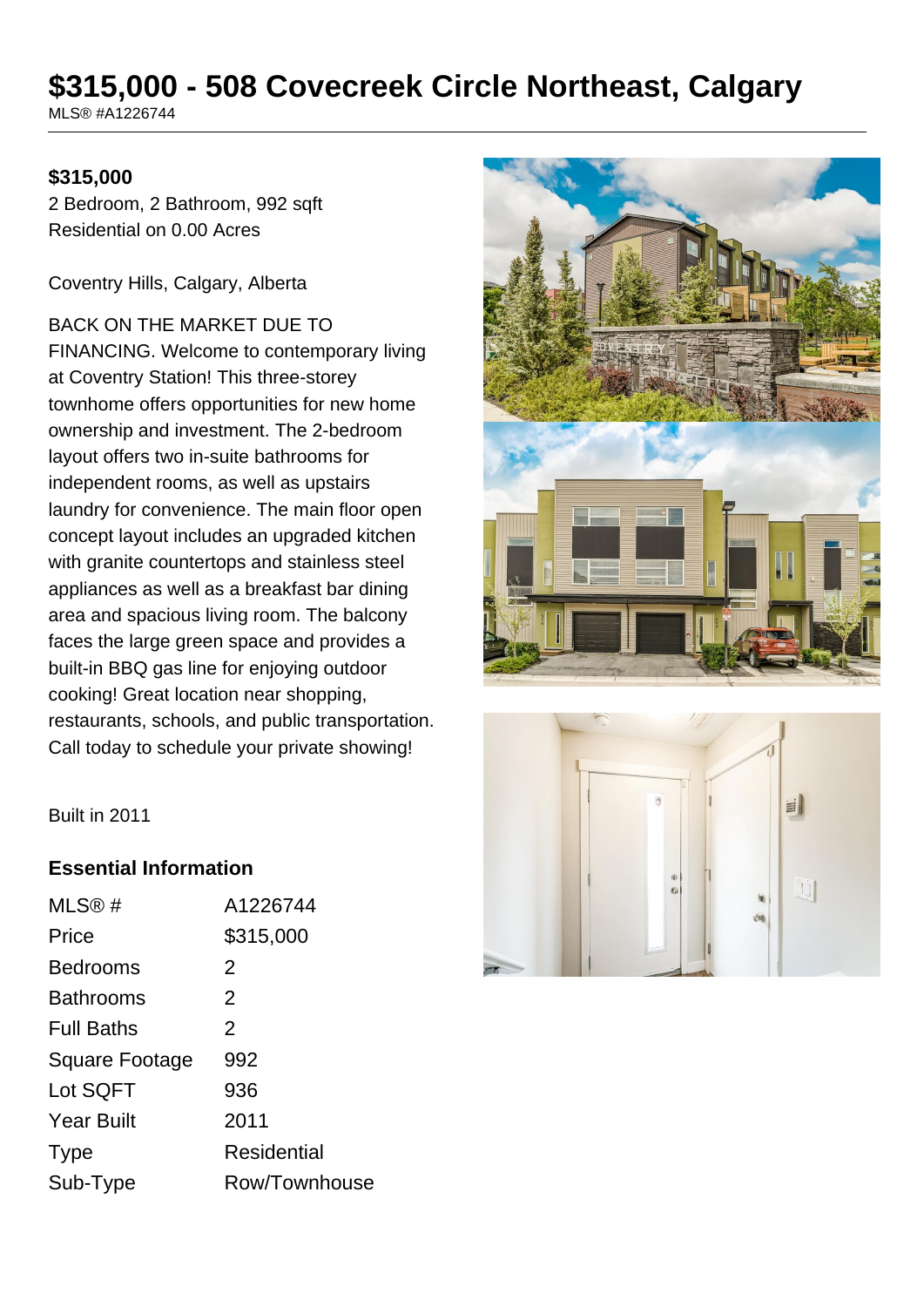# $315,000 - 508 Covecreek Circle Northeast, Calgary

MLS® #A1226744

**$315,000**

2 Bedroom, 2 Bathroom, 992 sqft
Residential on 0.00 Acres

Coventry Hills, Calgary, Alberta

BACK ON THE MARKET DUE TO FINANCING. Welcome to contemporary living at Coventry Station! This three-storey townhome offers opportunities for new home ownership and investment. The 2-bedroom layout offers two in-suite bathrooms for independent rooms, as well as upstairs laundry for convenience. The main floor open concept layout includes an upgraded kitchen with granite countertops and stainless steel appliances as well as a breakfast bar dining area and spacious living room. The balcony faces the large green space and provides a built-in BBQ gas line for enjoying outdoor cooking! Great location near shopping, restaurants, schools, and public transportation. Call today to schedule your private showing!

Built in 2011

## Essential Information

| | |
|---|---|
| MLS® # | A1226744 |
| Price | $315,000 |
| Bedrooms | 2 |
| Bathrooms | 2 |
| Full Baths | 2 |
| Square Footage | 992 |
| Lot SQFT | 936 |
| Year Built | 2011 |
| Type | Residential |
| Sub-Type | Row/Townhouse |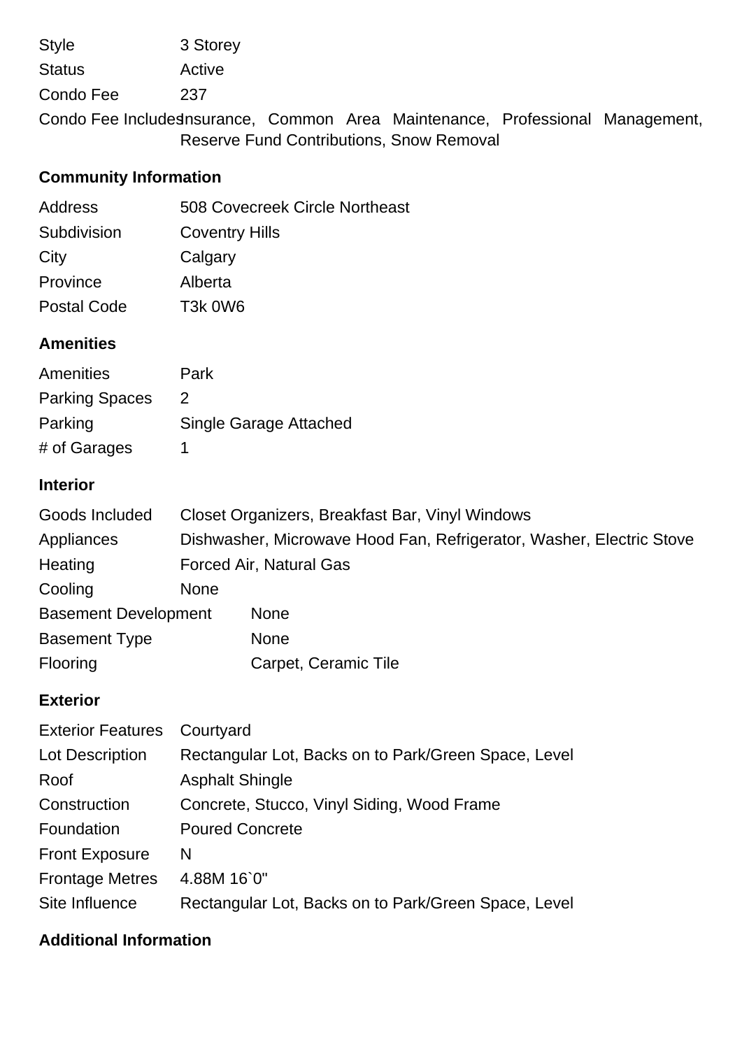| | |
|---|---|
| Style | 3 Storey |
| Status | Active |
| Condo Fee | 237 |
| Condo Fee Includes | Insurance, Common Area Maintenance, Professional Management, Reserve Fund Contributions, Snow Removal |

## Community Information

| | |
|---|---|
| Address | 508 Covecreek Circle Northeast |
| Subdivision | Coventry Hills |
| City | Calgary |
| Province | Alberta |
| Postal Code | T3k 0W6 |

## Amenities

| | |
|---|---|
| Amenities | Park |
| Parking Spaces | 2 |
| Parking | Single Garage Attached |
| # of Garages | 1 |

## Interior

| | |
|---|---|
| Goods Included | Closet Organizers, Breakfast Bar, Vinyl Windows |
| Appliances | Dishwasher, Microwave Hood Fan, Refrigerator, Washer, Electric Stove |
| Heating | Forced Air, Natural Gas |
| Cooling | None |
| Basement Development | None |
| Basement Type | None |
| Flooring | Carpet, Ceramic Tile |

## Exterior

| | |
|---|---|
| Exterior Features | Courtyard |
| Lot Description | Rectangular Lot, Backs on to Park/Green Space, Level |
| Roof | Asphalt Shingle |
| Construction | Concrete, Stucco, Vinyl Siding, Wood Frame |
| Foundation | Poured Concrete |
| Front Exposure | N |
| Frontage Metres | 4.88M 16`0" |
| Site Influence | Rectangular Lot, Backs on to Park/Green Space, Level |

## Additional Information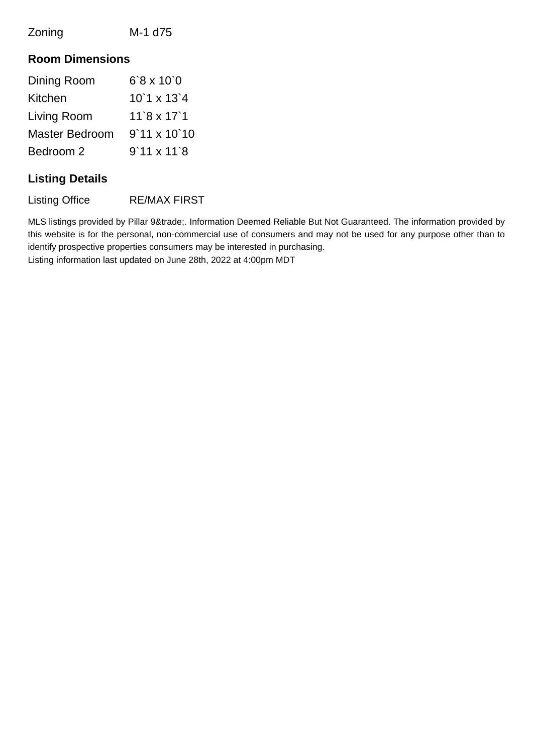| | |
|---|---|
| Zoning | M-1 d75 |

## Room Dimensions

| | |
|---|---|
| Dining Room | 6`8 x 10`0 |
| Kitchen | 10`1 x 13`4 |
| Living Room | 11`8 x 17`1 |
| Master Bedroom | 9`11 x 10`10 |
| Bedroom 2 | 9`11 x 11`8 |

## Listing Details

| | |
|---|---|
| Listing Office | RE/MAX FIRST |

MLS listings provided by Pillar 9&trade;. Information Deemed Reliable But Not Guaranteed. The information provided by this website is for the personal, non-commercial use of consumers and may not be used for any purpose other than to identify prospective properties consumers may be interested in purchasing.
Listing information last updated on June 28th, 2022 at 4:00pm MDT